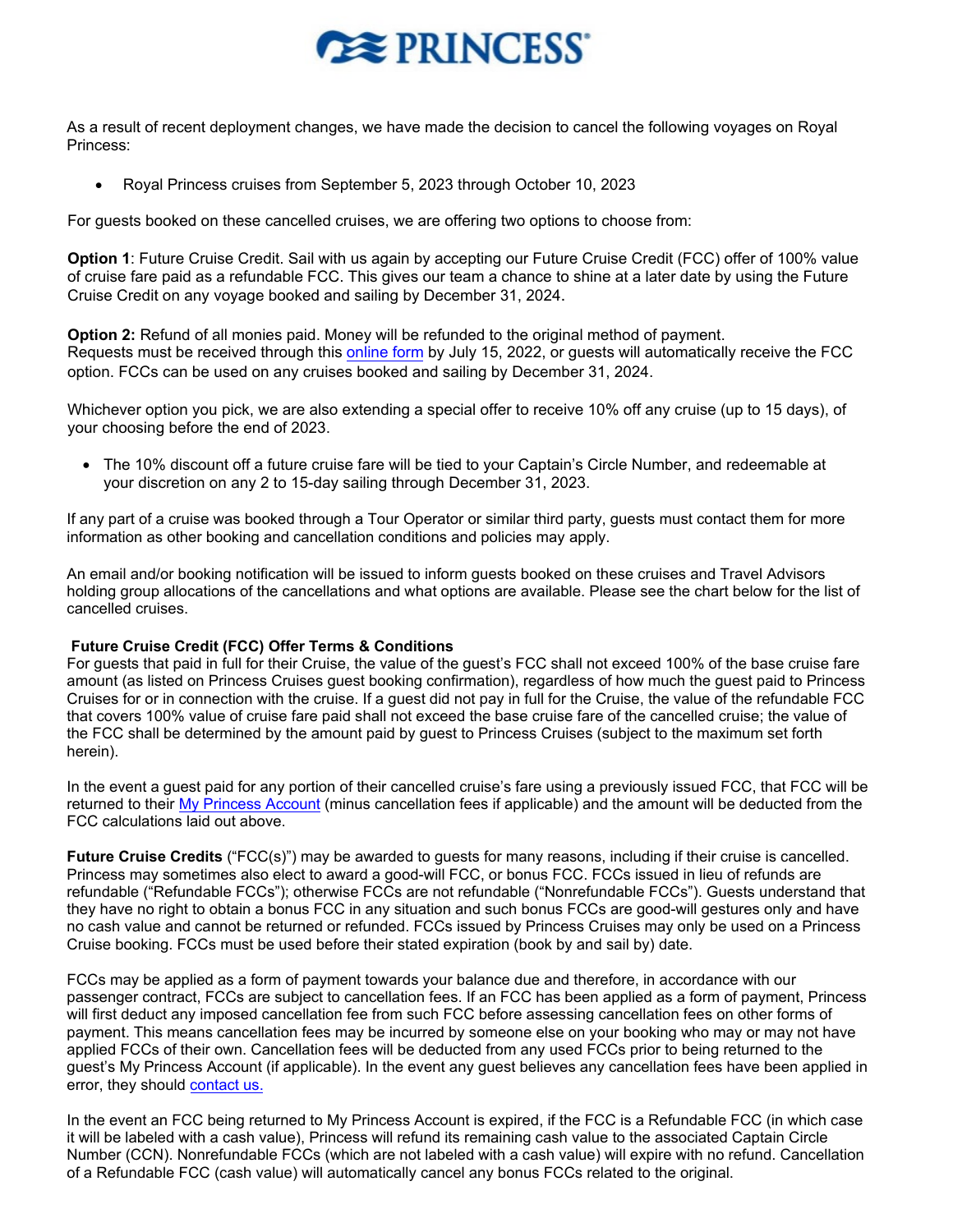# PRINCESS

As a result of recent deployment changes, we have made the decision to cancel the following voyages on Royal Princess:

- Royal Princess cruises from September 5, 2023 through October 10, 2023

For guests booked on these cancelled cruises, we are offering two options to choose from:

**Option 1**: Future Cruise Credit. Sail with us again by accepting our Future Cruise Credit (FCC) offer of 100% value of cruise fare paid as a refundable FCC. This gives our team a chance to shine at a later date by using the Future Cruise Credit on any voyage booked and sailing by December 31, 2024.

**Option 2:** Refund of all monies paid. Money will be refunded to the original method of payment. Requests must be received through this online form by July 15, 2022, or guests will automatically receive the FCC option. FCCs can be used on any cruises booked and sailing by December 31, 2024.

Whichever option you pick, we are also extending a special offer to receive 10% off any cruise (up to 15 days), of your choosing before the end of 2023.

- The 10% discount off a future cruise fare will be tied to your Captain's Circle Number, and redeemable at your discretion on any 2 to 15-day sailing through December 31, 2023.

If any part of a cruise was booked through a Tour Operator or similar third party, guests must contact them for more information as other booking and cancellation conditions and policies may apply.

An email and/or booking notification will be issued to inform guests booked on these cruises and Travel Advisors holding group allocations of the cancellations and what options are available. Please see the chart below for the list of cancelled cruises.

**Future Cruise Credit (FCC) Offer Terms & Conditions**

For guests that paid in full for their Cruise, the value of the guest's FCC shall not exceed 100% of the base cruise fare amount (as listed on Princess Cruises guest booking confirmation), regardless of how much the guest paid to Princess Cruises for or in connection with the cruise. If a guest did not pay in full for the Cruise, the value of the refundable FCC that covers 100% value of cruise fare paid shall not exceed the base cruise fare of the cancelled cruise; the value of the FCC shall be determined by the amount paid by guest to Princess Cruises (subject to the maximum set forth herein).

In the event a guest paid for any portion of their cancelled cruise's fare using a previously issued FCC, that FCC will be returned to their My Princess Account (minus cancellation fees if applicable) and the amount will be deducted from the FCC calculations laid out above.

**Future Cruise Credits** ("FCC(s)") may be awarded to guests for many reasons, including if their cruise is cancelled. Princess may sometimes also elect to award a good-will FCC, or bonus FCC. FCCs issued in lieu of refunds are refundable ("Refundable FCCs"); otherwise FCCs are not refundable ("Nonrefundable FCCs"). Guests understand that they have no right to obtain a bonus FCC in any situation and such bonus FCCs are good-will gestures only and have no cash value and cannot be returned or refunded. FCCs issued by Princess Cruises may only be used on a Princess Cruise booking. FCCs must be used before their stated expiration (book by and sail by) date.

FCCs may be applied as a form of payment towards your balance due and therefore, in accordance with our passenger contract, FCCs are subject to cancellation fees. If an FCC has been applied as a form of payment, Princess will first deduct any imposed cancellation fee from such FCC before assessing cancellation fees on other forms of payment. This means cancellation fees may be incurred by someone else on your booking who may or may not have applied FCCs of their own. Cancellation fees will be deducted from any used FCCs prior to being returned to the guest's My Princess Account (if applicable). In the event any guest believes any cancellation fees have been applied in error, they should contact us.

In the event an FCC being returned to My Princess Account is expired, if the FCC is a Refundable FCC (in which case it will be labeled with a cash value), Princess will refund its remaining cash value to the associated Captain Circle Number (CCN). Nonrefundable FCCs (which are not labeled with a cash value) will expire with no refund. Cancellation of a Refundable FCC (cash value) will automatically cancel any bonus FCCs related to the original.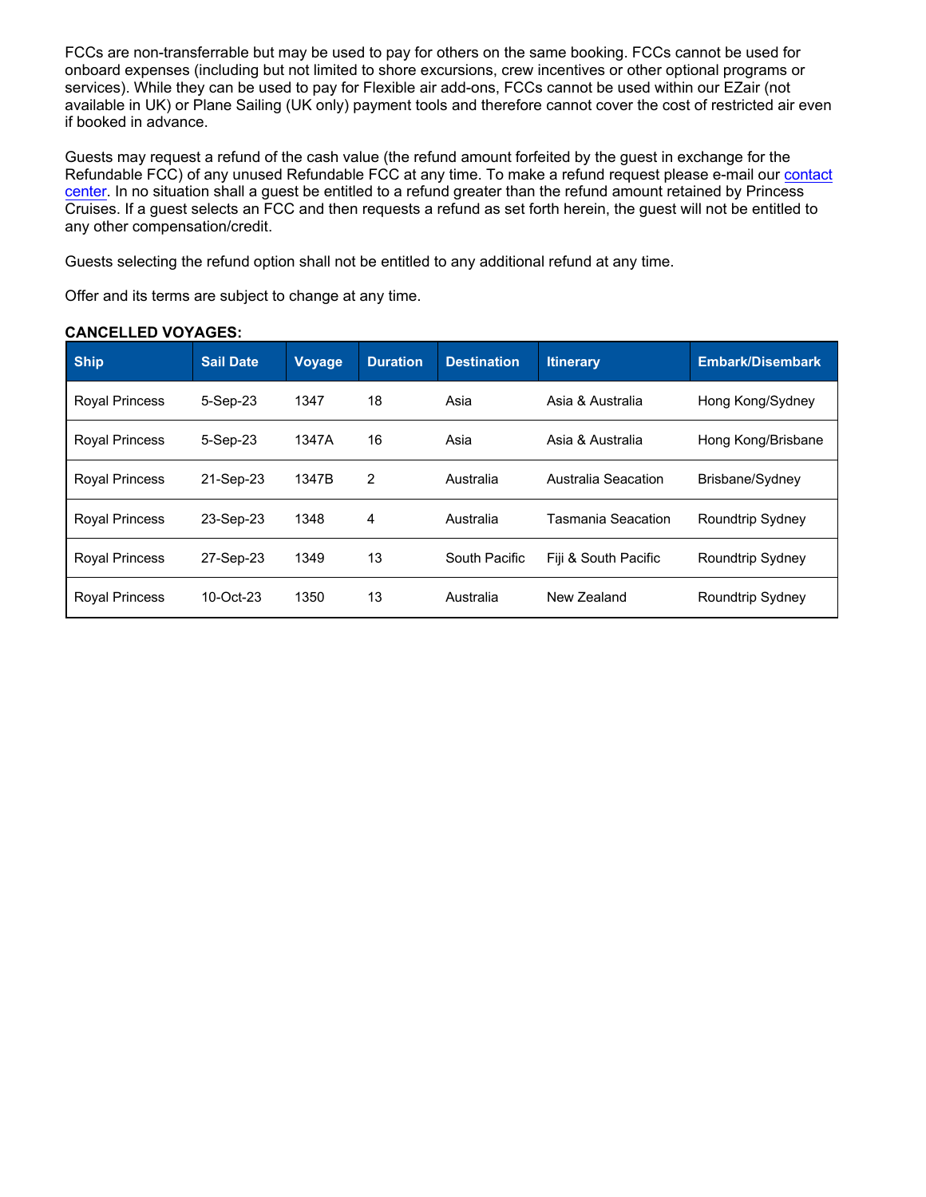FCCs are non-transferrable but may be used to pay for others on the same booking. FCCs cannot be used for onboard expenses (including but not limited to shore excursions, crew incentives or other optional programs or services). While they can be used to pay for Flexible air add-ons, FCCs cannot be used within our EZair (not available in UK) or Plane Sailing (UK only) payment tools and therefore cannot cover the cost of restricted air even if booked in advance.

Guests may request a refund of the cash value (the refund amount forfeited by the guest in exchange for the Refundable FCC) of any unused Refundable FCC at any time. To make a refund request please e-mail our contact center. In no situation shall a guest be entitled to a refund greater than the refund amount retained by Princess Cruises. If a guest selects an FCC and then requests a refund as set forth herein, the guest will not be entitled to any other compensation/credit.

Guests selecting the refund option shall not be entitled to any additional refund at any time.

Offer and its terms are subject to change at any time.

**CANCELLED VOYAGES:**

| Ship | Sail Date | Voyage | Duration | Destination | Itinerary | Embark/Disembark |
|---|---|---|---|---|---|---|
| Royal Princess | 5-Sep-23 | 1347 | 18 | Asia | Asia & Australia | Hong Kong/Sydney |
| Royal Princess | 5-Sep-23 | 1347A | 16 | Asia | Asia & Australia | Hong Kong/Brisbane |
| Royal Princess | 21-Sep-23 | 1347B | 2 | Australia | Australia Seacation | Brisbane/Sydney |
| Royal Princess | 23-Sep-23 | 1348 | 4 | Australia | Tasmania Seacation | Roundtrip Sydney |
| Royal Princess | 27-Sep-23 | 1349 | 13 | South Pacific | Fiji & South Pacific | Roundtrip Sydney |
| Royal Princess | 10-Oct-23 | 1350 | 13 | Australia | New Zealand | Roundtrip Sydney |